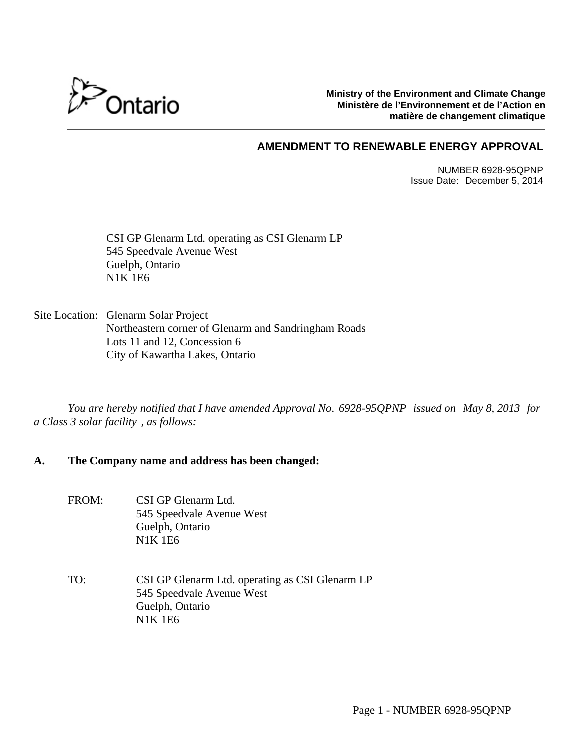Ministry of the Environment and Climate Change
Ministère de l'Environnement et de l'Action en matière de changement climatique

## AMENDMENT TO RENEWABLE ENERGY APPROVAL

NUMBER 6928-95QPNP
Issue Date: December 5, 2014

CSI GP Glenarm Ltd. operating as CSI Glenarm LP
545 Speedvale Avenue West
Guelph, Ontario
N1K 1E6

Site Location: Glenarm Solar Project
Northeastern corner of Glenarm and Sandringham Roads
Lots 11 and 12, Concession 6
City of Kawartha Lakes, Ontario

*You are hereby notified that I have amended Approval No. 6928-95QPNP issued on May 8, 2013 for a Class 3 solar facility , as follows:*

**A. The Company name and address has been changed:**

FROM: CSI GP Glenarm Ltd.
545 Speedvale Avenue West
Guelph, Ontario
N1K 1E6

TO: CSI GP Glenarm Ltd. operating as CSI Glenarm LP
545 Speedvale Avenue West
Guelph, Ontario
N1K 1E6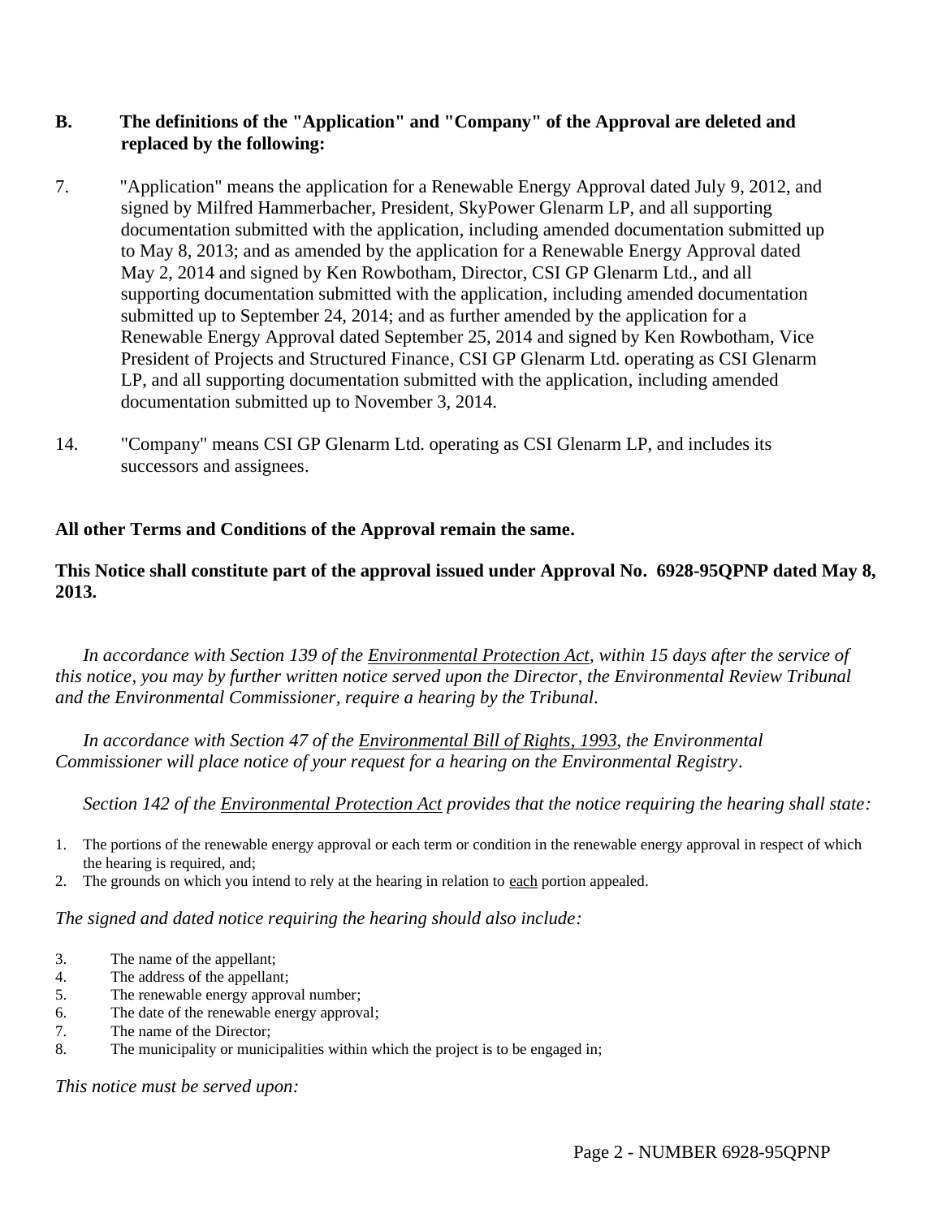**B. The definitions of the "Application" and "Company" of the Approval are deleted and replaced by the following:**

7. "Application" means the application for a Renewable Energy Approval dated July 9, 2012, and signed by Milfred Hammerbacher, President, SkyPower Glenarm LP, and all supporting documentation submitted with the application, including amended documentation submitted up to May 8, 2013; and as amended by the application for a Renewable Energy Approval dated May 2, 2014 and signed by Ken Rowbotham, Director, CSI GP Glenarm Ltd., and all supporting documentation submitted with the application, including amended documentation submitted up to September 24, 2014; and as further amended by the application for a Renewable Energy Approval dated September 25, 2014 and signed by Ken Rowbotham, Vice President of Projects and Structured Finance, CSI GP Glenarm Ltd. operating as CSI Glenarm LP, and all supporting documentation submitted with the application, including amended documentation submitted up to November 3, 2014.

14. "Company" means CSI GP Glenarm Ltd. operating as CSI Glenarm LP, and includes its successors and assignees.

**All other Terms and Conditions of the Approval remain the same.**

**This Notice shall constitute part of the approval issued under Approval No. 6928-95QPNP dated May 8, 2013.**

*In accordance with Section 139 of the Environmental Protection Act, within 15 days after the service of this notice, you may by further written notice served upon the Director, the Environmental Review Tribunal and the Environmental Commissioner, require a hearing by the Tribunal.*

*In accordance with Section 47 of the Environmental Bill of Rights, 1993, the Environmental Commissioner will place notice of your request for a hearing on the Environmental Registry.*

*Section 142 of the Environmental Protection Act provides that the notice requiring the hearing shall state:*

1. The portions of the renewable energy approval or each term or condition in the renewable energy approval in respect of which the hearing is required, and;
2. The grounds on which you intend to rely at the hearing in relation to each portion appealed.

*The signed and dated notice requiring the hearing should also include:*

3. The name of the appellant;
4. The address of the appellant;
5. The renewable energy approval number;
6. The date of the renewable energy approval;
7. The name of the Director;
8. The municipality or municipalities within which the project is to be engaged in;

*This notice must be served upon:*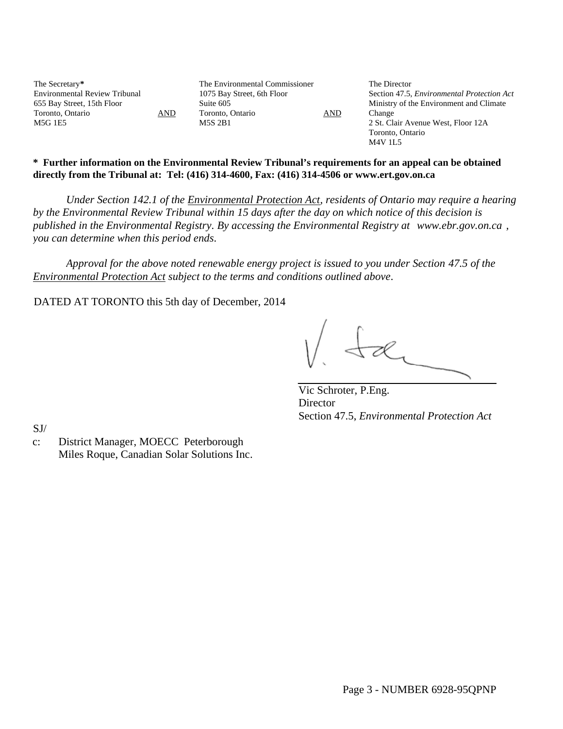| | | | | |
|---|---|---|---|---|
| The Secretary**\***<br>Environmental Review Tribunal<br>655 Bay Street, 15th Floor<br>Toronto, Ontario<br>M5G 1E5 | AND | The Environmental Commissioner<br>1075 Bay Street, 6th Floor<br>Suite 605<br>Toronto, Ontario<br>M5S 2B1 | AND | The Director<br>Section 47.5, *Environmental Protection Act*<br>Ministry of the Environment and Climate Change<br>2 St. Clair Avenue West, Floor 12A<br>Toronto, Ontario<br>M4V 1L5 |

**\* Further information on the Environmental Review Tribunal's requirements for an appeal can be obtained directly from the Tribunal at: Tel: (416) 314-4600, Fax: (416) 314-4506 or www.ert.gov.on.ca**

*Under Section 142.1 of the Environmental Protection Act, residents of Ontario may require a hearing by the Environmental Review Tribunal within 15 days after the day on which notice of this decision is published in the Environmental Registry. By accessing the Environmental Registry at www.ebr.gov.on.ca , you can determine when this period ends.*

*Approval for the above noted renewable energy project is issued to you under Section 47.5 of the Environmental Protection Act subject to the terms and conditions outlined above.*

DATED AT TORONTO this 5th day of December, 2014

Vic Schroter, P.Eng.
Director
Section 47.5, *Environmental Protection Act*

SJ/

c: District Manager, MOECC Peterborough
Miles Roque, Canadian Solar Solutions Inc.